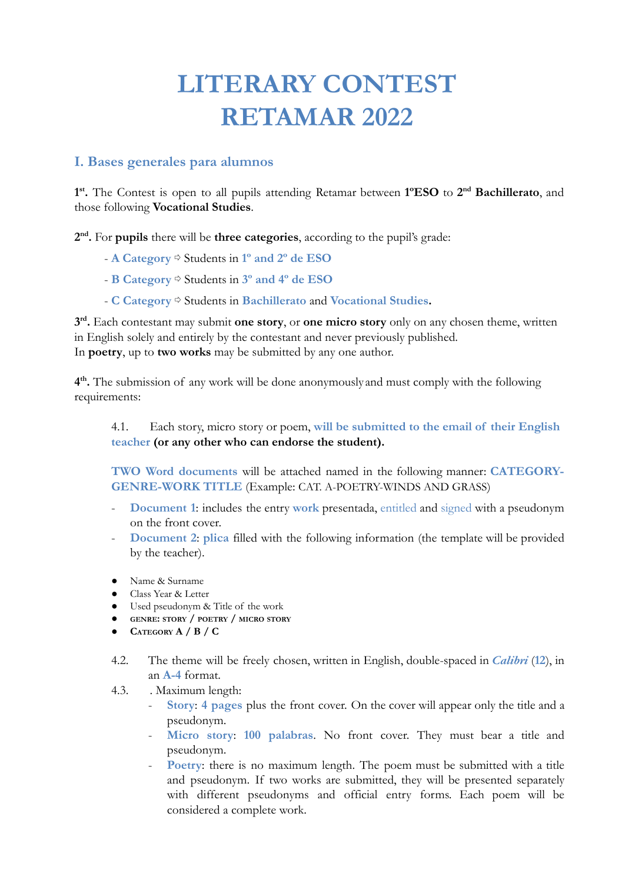# LITERARY CONTEST RETAMAR 2022

## I. Bases generales para alumnos

**1st.** The Contest is open to all pupils attending Retamar between **1ºESO** to **2nd Bachillerato**, and those following **Vocational Studies**.

**2nd.** For **pupils** there will be **three categories**, according to the pupil's grade:

- **A Category** ➪ Students in **1º and 2º de ESO**
- **B Category** ➪ Students in **3º and 4º de ESO**
- **C Category** ➪ Students in **Bachillerato** and **Vocational Studies.**

**3rd.** Each contestant may submit **one story**, or **one micro story** only on any chosen theme, written in English solely and entirely by the contestant and never previously published.
In **poetry**, up to **two works** may be submitted by any one author.

**4th.** The submission of any work will be done anonymously and must comply with the following requirements:

4.1. Each story, micro story or poem, **will be submitted to the email of their English teacher (or any other who can endorse the student).**

**TWO Word documents** will be attached named in the following manner: **CATEGORY-GENRE-WORK TITLE** (Example: CAT. A-POETRY-WINDS AND GRASS)

- **Document 1**: includes the entry **work** presentada, entitled and signed with a pseudonym on the front cover.
- **Document 2**: **plica** filled with the following information (the template will be provided by the teacher).

- Name & Surname
- Class Year & Letter
- Used pseudonym & Title of the work
- **GENRE: STORY / POETRY / MICRO STORY**
- **CATEGORY A / B / C**

4.2. The theme will be freely chosen, written in English, double-spaced in ***Calibri*** (**12**), in an **A-4** format.

4.3. . Maximum length:

- **Story**: **4 pages** plus the front cover. On the cover will appear only the title and a pseudonym.
- **Micro story**: **100 palabras**. No front cover. They must bear a title and pseudonym.
- **Poetry**: there is no maximum length. The poem must be submitted with a title and pseudonym. If two works are submitted, they will be presented separately with different pseudonyms and official entry forms. Each poem will be considered a complete work.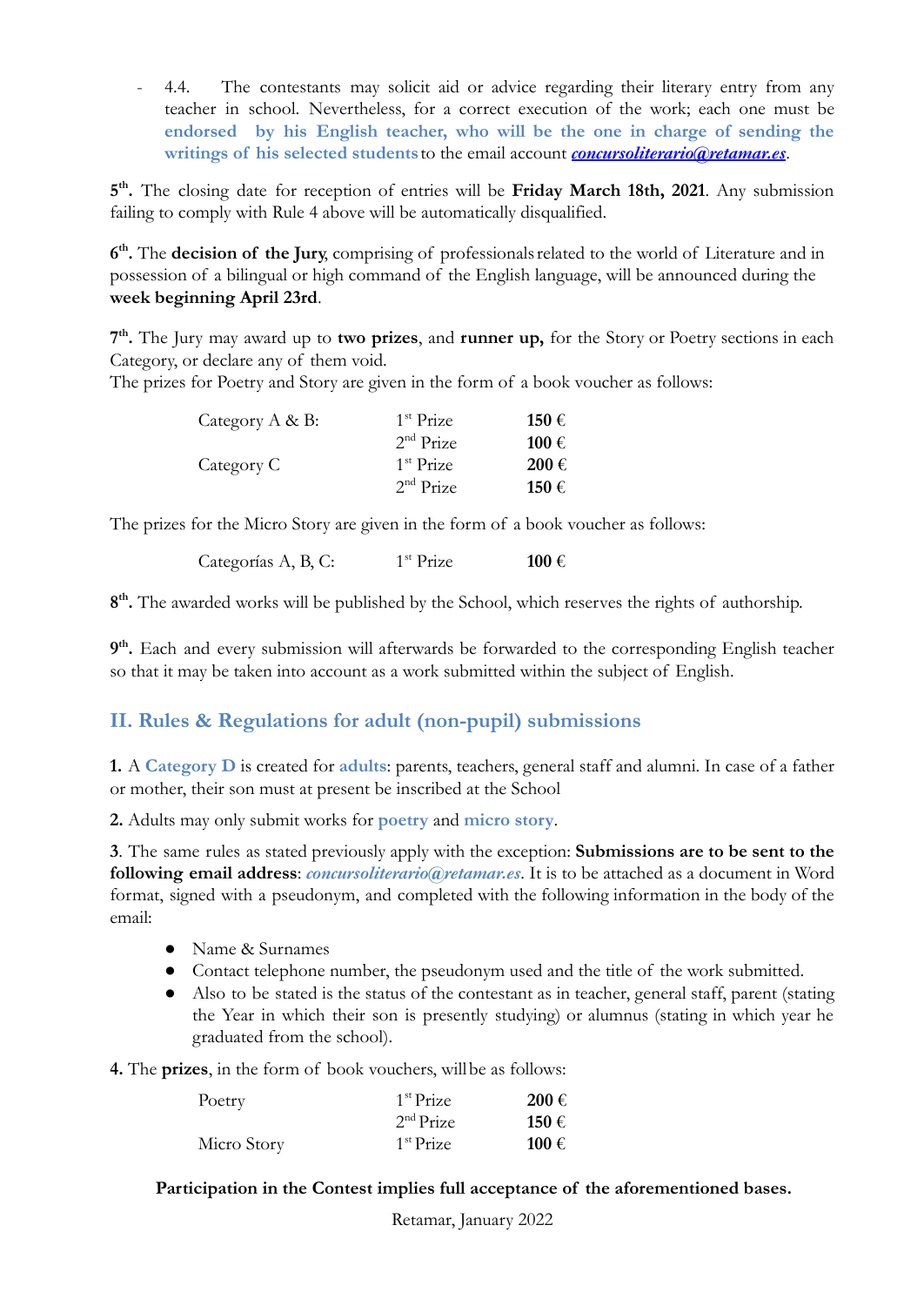- 4.4. The contestants may solicit aid or advice regarding their literary entry from any teacher in school. Nevertheless, for a correct execution of the work; each one must be **endorsed by his English teacher, who will be the one in charge of sending the writings of his selected students** to the email account ***concursoliterario@retamar.es***.

**5th.** The closing date for reception of entries will be **Friday March 18th, 2021**. Any submission failing to comply with Rule 4 above will be automatically disqualified.

**6th.** The **decision of the Jury**, comprising of professionals related to the world of Literature and in possession of a bilingual or high command of the English language, will be announced during the **week beginning April 23rd**.

**7th.** The Jury may award up to **two prizes**, and **runner up,** for the Story or Poetry sections in each Category, or declare any of them void.
The prizes for Poetry and Story are given in the form of a book voucher as follows:

| | | |
|---|---|---|
| Category A & B: | 1st Prize | **150 €** |
| | 2nd Prize | **100 €** |
| Category C | 1st Prize | **200 €** |
| | 2nd Prize | **150 €** |

The prizes for the Micro Story are given in the form of a book voucher as follows:

| | | |
|---|---|---|
| Categorías A, B, C: | 1st Prize | **100 €** |

**8th.** The awarded works will be published by the School, which reserves the rights of authorship.

**9th.** Each and every submission will afterwards be forwarded to the corresponding English teacher so that it may be taken into account as a work submitted within the subject of English.

## II. Rules & Regulations for adult (non-pupil) submissions

**1.** A **Category D** is created for **adults**: parents, teachers, general staff and alumni. In case of a father or mother, their son must at present be inscribed at the School

**2.** Adults may only submit works for **poetry** and **micro story**.

**3**. The same rules as stated previously apply with the exception: **Submissions are to be sent to the following email address**: ***concursoliterario@retamar.es***. It is to be attached as a document in Word format, signed with a pseudonym, and completed with the following information in the body of the email:

- Name & Surnames
- Contact telephone number, the pseudonym used and the title of the work submitted.
- Also to be stated is the status of the contestant as in teacher, general staff, parent (stating the Year in which their son is presently studying) or alumnus (stating in which year he graduated from the school).

**4.** The **prizes**, in the form of book vouchers, will be as follows:

| | | |
|---|---|---|
| Poetry | 1st Prize | **200 €** |
| | 2nd Prize | **150 €** |
| Micro Story | 1st Prize | **100 €** |

**Participation in the Contest implies full acceptance of the aforementioned bases.**

Retamar, January 2022